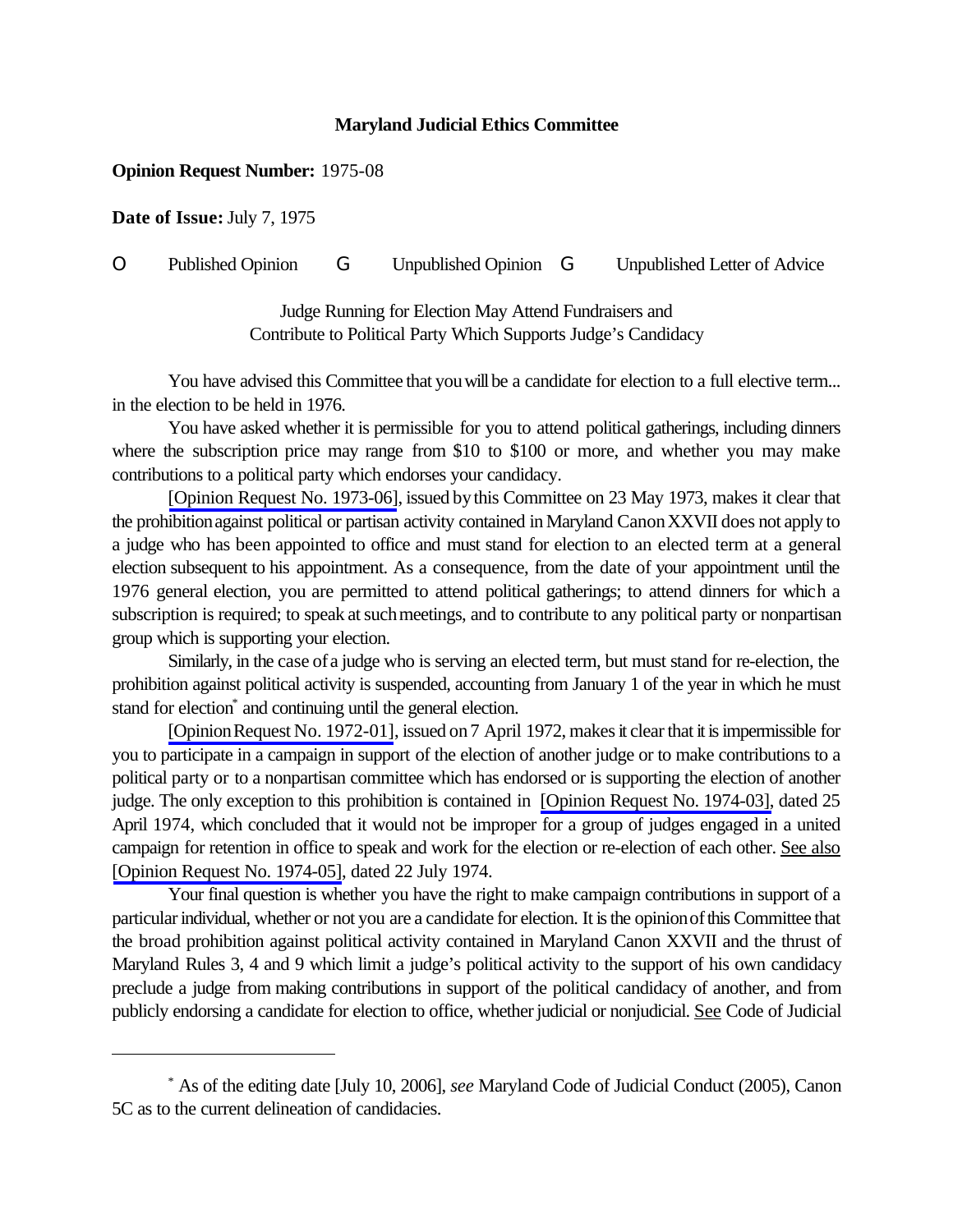**Maryland Judicial Ethics Committee**

**Opinion Request Number:** 1975-08

**Date of Issue:** July 7, 1975

O Published Opinion G Unpublished Opinion G Unpublished Letter of Advice

Judge Running for Election May Attend Fundraisers and
Contribute to Political Party Which Supports Judge's Candidacy

You have advised this Committee that you will be a candidate for election to a full elective term... in the election to be held in 1976.

You have asked whether it is permissible for you to attend political gatherings, including dinners where the subscription price may range from $10 to $100 or more, and whether you may make contributions to a political party which endorses your candidacy.

[Opinion Request No. 1973-06], issued by this Committee on 23 May 1973, makes it clear that the prohibition against political or partisan activity contained in Maryland Canon XXVII does not apply to a judge who has been appointed to office and must stand for election to an elected term at a general election subsequent to his appointment. As a consequence, from the date of your appointment until the 1976 general election, you are permitted to attend political gatherings; to attend dinners for which a subscription is required; to speak at such meetings, and to contribute to any political party or nonpartisan group which is supporting your election.

Similarly, in the case of a judge who is serving an elected term, but must stand for re-election, the prohibition against political activity is suspended, accounting from January 1 of the year in which he must stand for election* and continuing until the general election.

[Opinion Request No. 1972-01], issued on 7 April 1972, makes it clear that it is impermissible for you to participate in a campaign in support of the election of another judge or to make contributions to a political party or to a nonpartisan committee which has endorsed or is supporting the election of another judge. The only exception to this prohibition is contained in [Opinion Request No. 1974-03], dated 25 April 1974, which concluded that it would not be improper for a group of judges engaged in a united campaign for retention in office to speak and work for the election or re-election of each other. See also [Opinion Request No. 1974-05], dated 22 July 1974.

Your final question is whether you have the right to make campaign contributions in support of a particular individual, whether or not you are a candidate for election. It is the opinion of this Committee that the broad prohibition against political activity contained in Maryland Canon XXVII and the thrust of Maryland Rules 3, 4 and 9 which limit a judge's political activity to the support of his own candidacy preclude a judge from making contributions in support of the political candidacy of another, and from publicly endorsing a candidate for election to office, whether judicial or nonjudicial. See Code of Judicial

* As of the editing date [July 10, 2006], *see* Maryland Code of Judicial Conduct (2005), Canon 5C as to the current delineation of candidacies.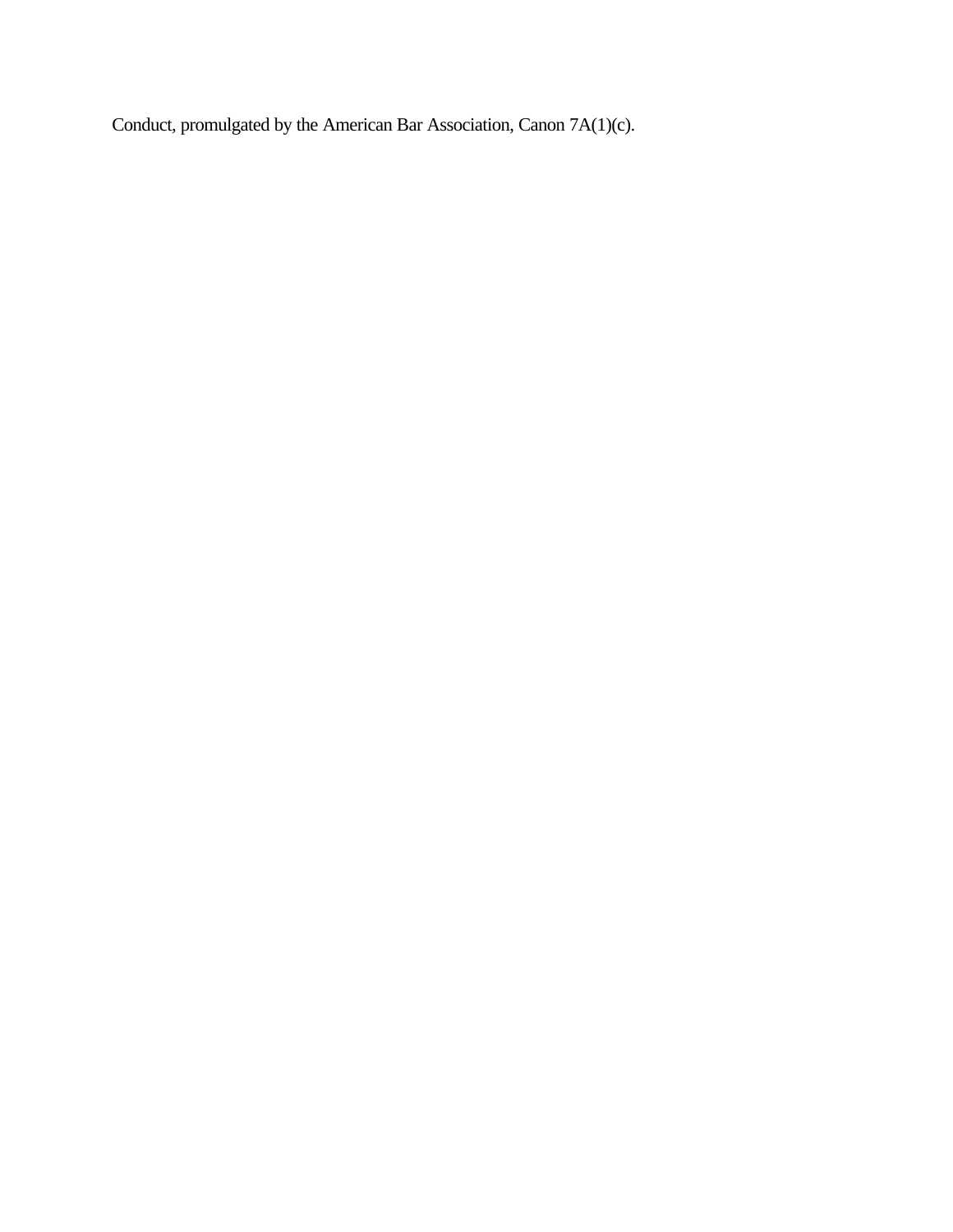Conduct, promulgated by the American Bar Association, Canon 7A(1)(c).